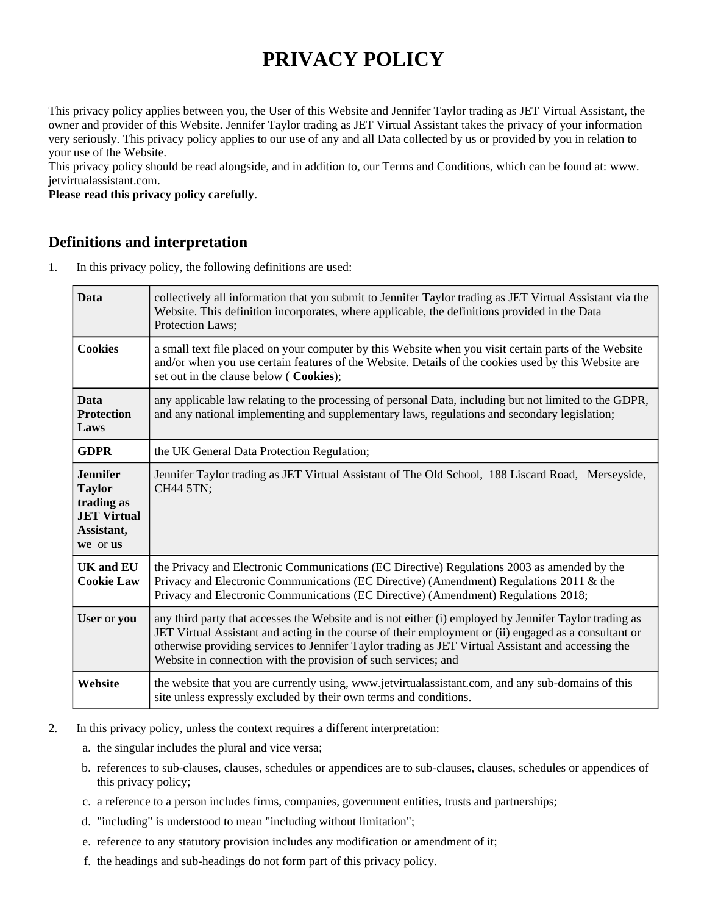# PRIVACY POLICY

This privacy policy applies between you, the User of this Website and Jennifer Taylor trading as JET Virtual Assistant, the owner and provider of this Website. Jennifer Taylor trading as JET Virtual Assistant takes the privacy of your information very seriously. This privacy policy applies to our use of any and all Data collected by us or provided by you in relation to your use of the Website.

This privacy policy should be read alongside, and in addition to, our Terms and Conditions, which can be found at: www. jetvirtualassistant.com.

**Please read this privacy policy carefully**.

## Definitions and interpretation

1. In this privacy policy, the following definitions are used:

| | |
|---|---|
| **Data** | collectively all information that you submit to Jennifer Taylor trading as JET Virtual Assistant via the Website. This definition incorporates, where applicable, the definitions provided in the Data Protection Laws; |
| **Cookies** | a small text file placed on your computer by this Website when you visit certain parts of the Website and/or when you use certain features of the Website. Details of the cookies used by this Website are set out in the clause below ( **Cookies**); |
| **Data Protection Laws** | any applicable law relating to the processing of personal Data, including but not limited to the GDPR, and any national implementing and supplementary laws, regulations and secondary legislation; |
| **GDPR** | the UK General Data Protection Regulation; |
| **Jennifer Taylor trading as JET Virtual Assistant, we** or **us** | Jennifer Taylor trading as JET Virtual Assistant of The Old School, 188 Liscard Road, Merseyside, CH44 5TN; |
| **UK and EU Cookie Law** | the Privacy and Electronic Communications (EC Directive) Regulations 2003 as amended by the Privacy and Electronic Communications (EC Directive) (Amendment) Regulations 2011 & the Privacy and Electronic Communications (EC Directive) (Amendment) Regulations 2018; |
| **User** or **you** | any third party that accesses the Website and is not either (i) employed by Jennifer Taylor trading as JET Virtual Assistant and acting in the course of their employment or (ii) engaged as a consultant or otherwise providing services to Jennifer Taylor trading as JET Virtual Assistant and accessing the Website in connection with the provision of such services; and |
| **Website** | the website that you are currently using, www.jetvirtualassistant.com, and any sub-domains of this site unless expressly excluded by their own terms and conditions. |

2. In this privacy policy, unless the context requires a different interpretation:
   a. the singular includes the plural and vice versa;
   b. references to sub-clauses, clauses, schedules or appendices are to sub-clauses, clauses, schedules or appendices of this privacy policy;
   c. a reference to a person includes firms, companies, government entities, trusts and partnerships;
   d. "including" is understood to mean "including without limitation";
   e. reference to any statutory provision includes any modification or amendment of it;
   f. the headings and sub-headings do not form part of this privacy policy.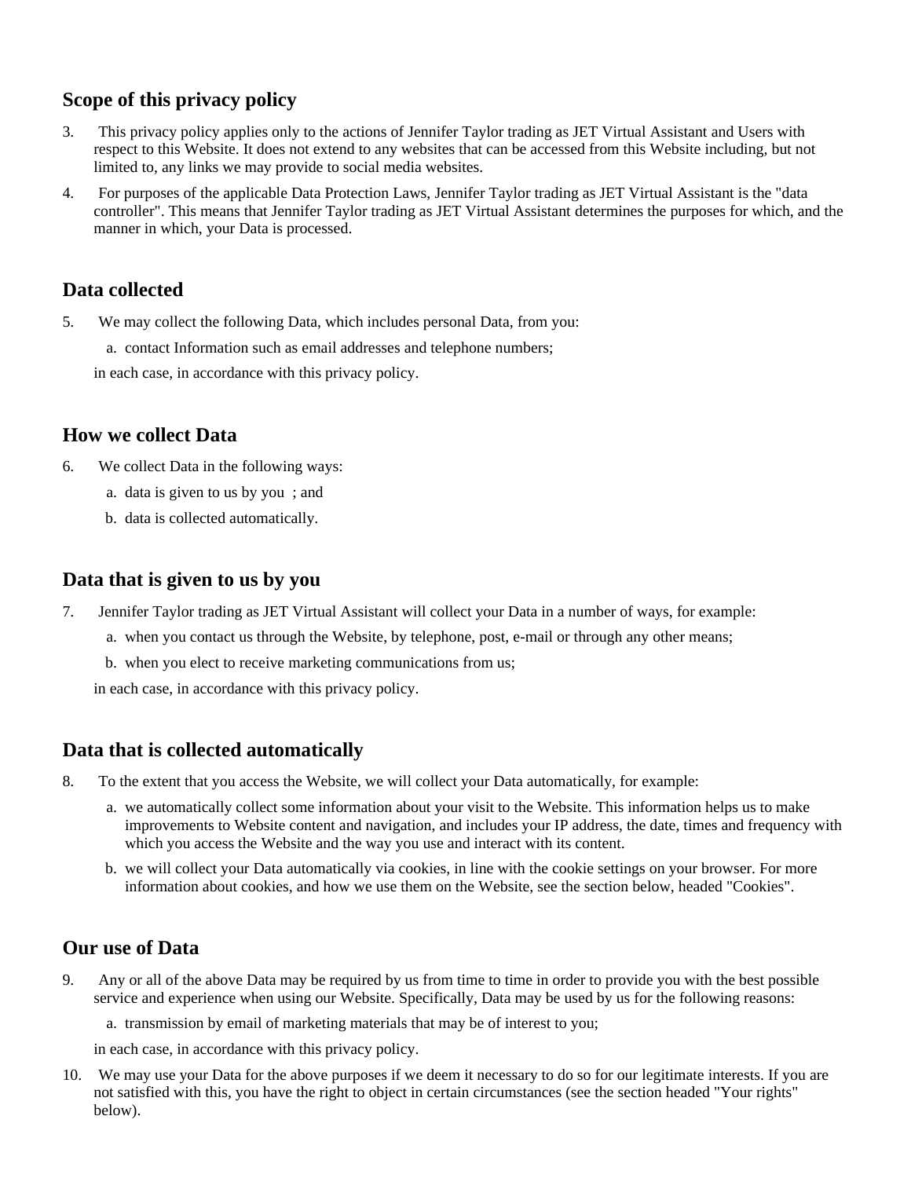## Scope of this privacy policy

3. This privacy policy applies only to the actions of Jennifer Taylor trading as JET Virtual Assistant and Users with respect to this Website. It does not extend to any websites that can be accessed from this Website including, but not limited to, any links we may provide to social media websites.
4. For purposes of the applicable Data Protection Laws, Jennifer Taylor trading as JET Virtual Assistant is the "data controller". This means that Jennifer Taylor trading as JET Virtual Assistant determines the purposes for which, and the manner in which, your Data is processed.

## Data collected

5. We may collect the following Data, which includes personal Data, from you:
   a. contact Information such as email addresses and telephone numbers;

   in each case, in accordance with this privacy policy.

## How we collect Data

6. We collect Data in the following ways:
   a. data is given to us by you ; and
   b. data is collected automatically.

## Data that is given to us by you

7. Jennifer Taylor trading as JET Virtual Assistant will collect your Data in a number of ways, for example:
   a. when you contact us through the Website, by telephone, post, e-mail or through any other means;
   b. when you elect to receive marketing communications from us;

   in each case, in accordance with this privacy policy.

## Data that is collected automatically

8. To the extent that you access the Website, we will collect your Data automatically, for example:
   a. we automatically collect some information about your visit to the Website. This information helps us to make improvements to Website content and navigation, and includes your IP address, the date, times and frequency with which you access the Website and the way you use and interact with its content.
   b. we will collect your Data automatically via cookies, in line with the cookie settings on your browser. For more information about cookies, and how we use them on the Website, see the section below, headed "Cookies".

## Our use of Data

9. Any or all of the above Data may be required by us from time to time in order to provide you with the best possible service and experience when using our Website. Specifically, Data may be used by us for the following reasons:
   a. transmission by email of marketing materials that may be of interest to you;

   in each case, in accordance with this privacy policy.
10. We may use your Data for the above purposes if we deem it necessary to do so for our legitimate interests. If you are not satisfied with this, you have the right to object in certain circumstances (see the section headed "Your rights" below).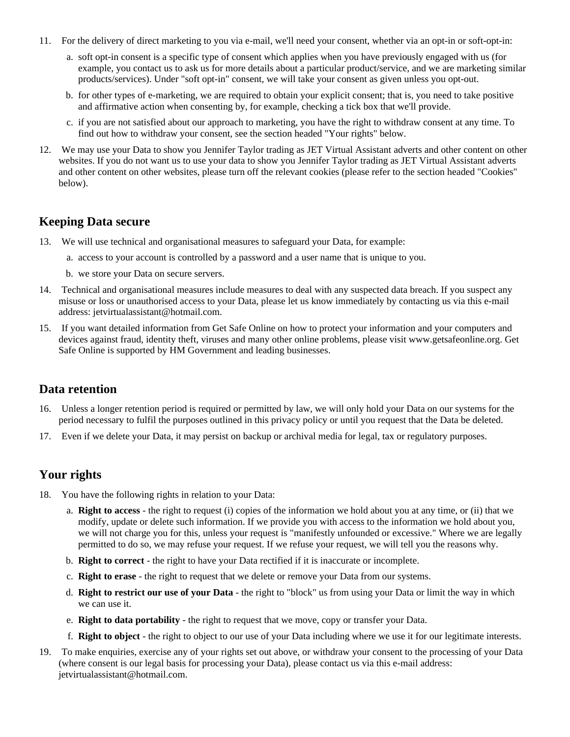11. For the delivery of direct marketing to you via e-mail, we'll need your consent, whether via an opt-in or soft-opt-in:

    a. soft opt-in consent is a specific type of consent which applies when you have previously engaged with us (for example, you contact us to ask us for more details about a particular product/service, and we are marketing similar products/services). Under "soft opt-in" consent, we will take your consent as given unless you opt-out.

    b. for other types of e-marketing, we are required to obtain your explicit consent; that is, you need to take positive and affirmative action when consenting by, for example, checking a tick box that we'll provide.

    c. if you are not satisfied about our approach to marketing, you have the right to withdraw consent at any time. To find out how to withdraw your consent, see the section headed "Your rights" below.

12. We may use your Data to show you Jennifer Taylor trading as JET Virtual Assistant adverts and other content on other websites. If you do not want us to use your data to show you Jennifer Taylor trading as JET Virtual Assistant adverts and other content on other websites, please turn off the relevant cookies (please refer to the section headed "Cookies" below).

## Keeping Data secure

13. We will use technical and organisational measures to safeguard your Data, for example:

    a. access to your account is controlled by a password and a user name that is unique to you.

    b. we store your Data on secure servers.

14. Technical and organisational measures include measures to deal with any suspected data breach. If you suspect any misuse or loss or unauthorised access to your Data, please let us know immediately by contacting us via this e-mail address: jetvirtualassistant@hotmail.com.

15. If you want detailed information from Get Safe Online on how to protect your information and your computers and devices against fraud, identity theft, viruses and many other online problems, please visit www.getsafeonline.org. Get Safe Online is supported by HM Government and leading businesses.

## Data retention

16. Unless a longer retention period is required or permitted by law, we will only hold your Data on our systems for the period necessary to fulfil the purposes outlined in this privacy policy or until you request that the Data be deleted.

17. Even if we delete your Data, it may persist on backup or archival media for legal, tax or regulatory purposes.

## Your rights

18. You have the following rights in relation to your Data:

    a. **Right to access** - the right to request (i) copies of the information we hold about you at any time, or (ii) that we modify, update or delete such information. If we provide you with access to the information we hold about you, we will not charge you for this, unless your request is "manifestly unfounded or excessive." Where we are legally permitted to do so, we may refuse your request. If we refuse your request, we will tell you the reasons why.

    b. **Right to correct** - the right to have your Data rectified if it is inaccurate or incomplete.

    c. **Right to erase** - the right to request that we delete or remove your Data from our systems.

    d. **Right to restrict our use of your Data** - the right to "block" us from using your Data or limit the way in which we can use it.

    e. **Right to data portability** - the right to request that we move, copy or transfer your Data.

    f. **Right to object** - the right to object to our use of your Data including where we use it for our legitimate interests.

19. To make enquiries, exercise any of your rights set out above, or withdraw your consent to the processing of your Data (where consent is our legal basis for processing your Data), please contact us via this e-mail address: jetvirtualassistant@hotmail.com.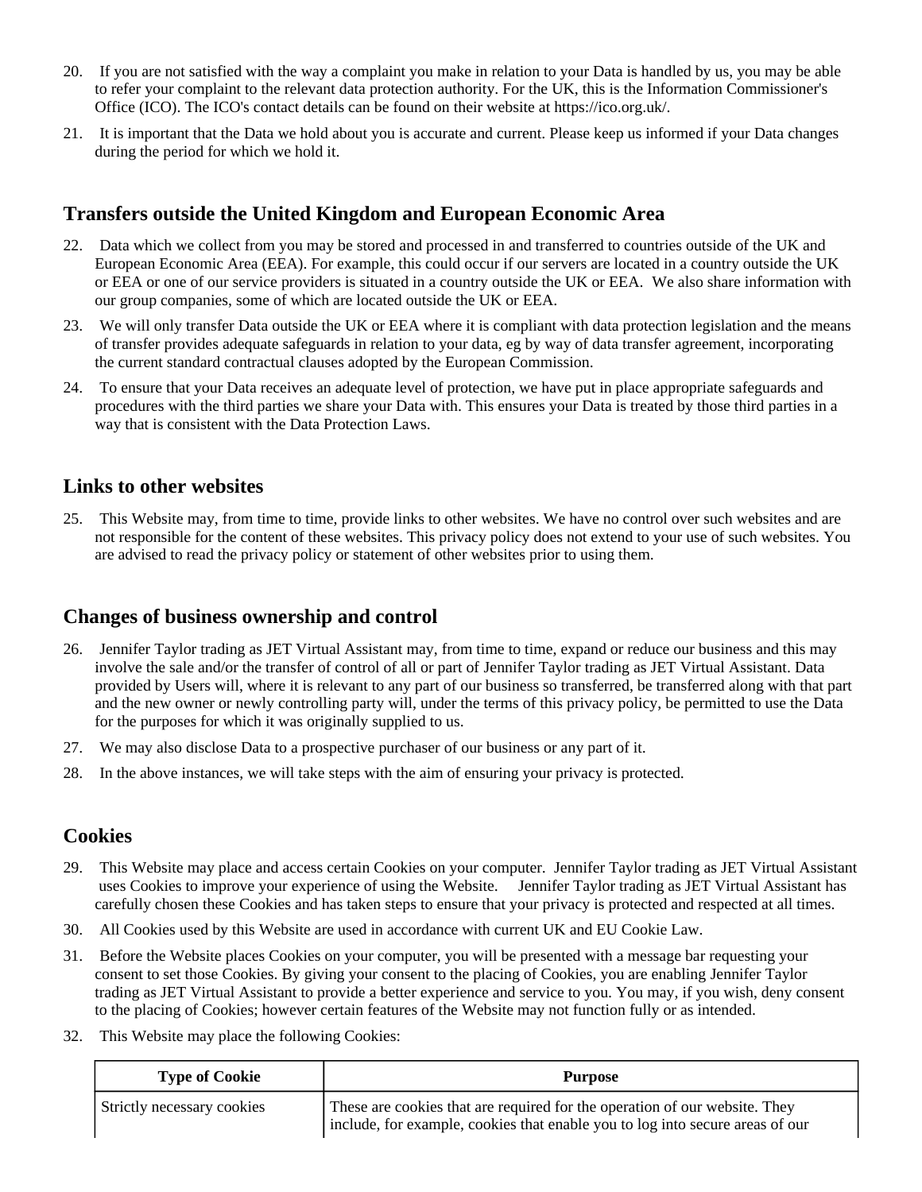20. If you are not satisfied with the way a complaint you make in relation to your Data is handled by us, you may be able to refer your complaint to the relevant data protection authority. For the UK, this is the Information Commissioner's Office (ICO). The ICO's contact details can be found on their website at https://ico.org.uk/.

21. It is important that the Data we hold about you is accurate and current. Please keep us informed if your Data changes during the period for which we hold it.

## Transfers outside the United Kingdom and European Economic Area

22. Data which we collect from you may be stored and processed in and transferred to countries outside of the UK and European Economic Area (EEA). For example, this could occur if our servers are located in a country outside the UK or EEA or one of our service providers is situated in a country outside the UK or EEA. We also share information with our group companies, some of which are located outside the UK or EEA.

23. We will only transfer Data outside the UK or EEA where it is compliant with data protection legislation and the means of transfer provides adequate safeguards in relation to your data, eg by way of data transfer agreement, incorporating the current standard contractual clauses adopted by the European Commission.

24. To ensure that your Data receives an adequate level of protection, we have put in place appropriate safeguards and procedures with the third parties we share your Data with. This ensures your Data is treated by those third parties in a way that is consistent with the Data Protection Laws.

## Links to other websites

25. This Website may, from time to time, provide links to other websites. We have no control over such websites and are not responsible for the content of these websites. This privacy policy does not extend to your use of such websites. You are advised to read the privacy policy or statement of other websites prior to using them.

## Changes of business ownership and control

26. Jennifer Taylor trading as JET Virtual Assistant may, from time to time, expand or reduce our business and this may involve the sale and/or the transfer of control of all or part of Jennifer Taylor trading as JET Virtual Assistant. Data provided by Users will, where it is relevant to any part of our business so transferred, be transferred along with that part and the new owner or newly controlling party will, under the terms of this privacy policy, be permitted to use the Data for the purposes for which it was originally supplied to us.

27. We may also disclose Data to a prospective purchaser of our business or any part of it.

28. In the above instances, we will take steps with the aim of ensuring your privacy is protected.

## Cookies

29. This Website may place and access certain Cookies on your computer. Jennifer Taylor trading as JET Virtual Assistant uses Cookies to improve your experience of using the Website. Jennifer Taylor trading as JET Virtual Assistant has carefully chosen these Cookies and has taken steps to ensure that your privacy is protected and respected at all times.

30. All Cookies used by this Website are used in accordance with current UK and EU Cookie Law.

31. Before the Website places Cookies on your computer, you will be presented with a message bar requesting your consent to set those Cookies. By giving your consent to the placing of Cookies, you are enabling Jennifer Taylor trading as JET Virtual Assistant to provide a better experience and service to you. You may, if you wish, deny consent to the placing of Cookies; however certain features of the Website may not function fully or as intended.

32. This Website may place the following Cookies:

| Type of Cookie | Purpose |
|---|---|
| Strictly necessary cookies | These are cookies that are required for the operation of our website. They include, for example, cookies that enable you to log into secure areas of our |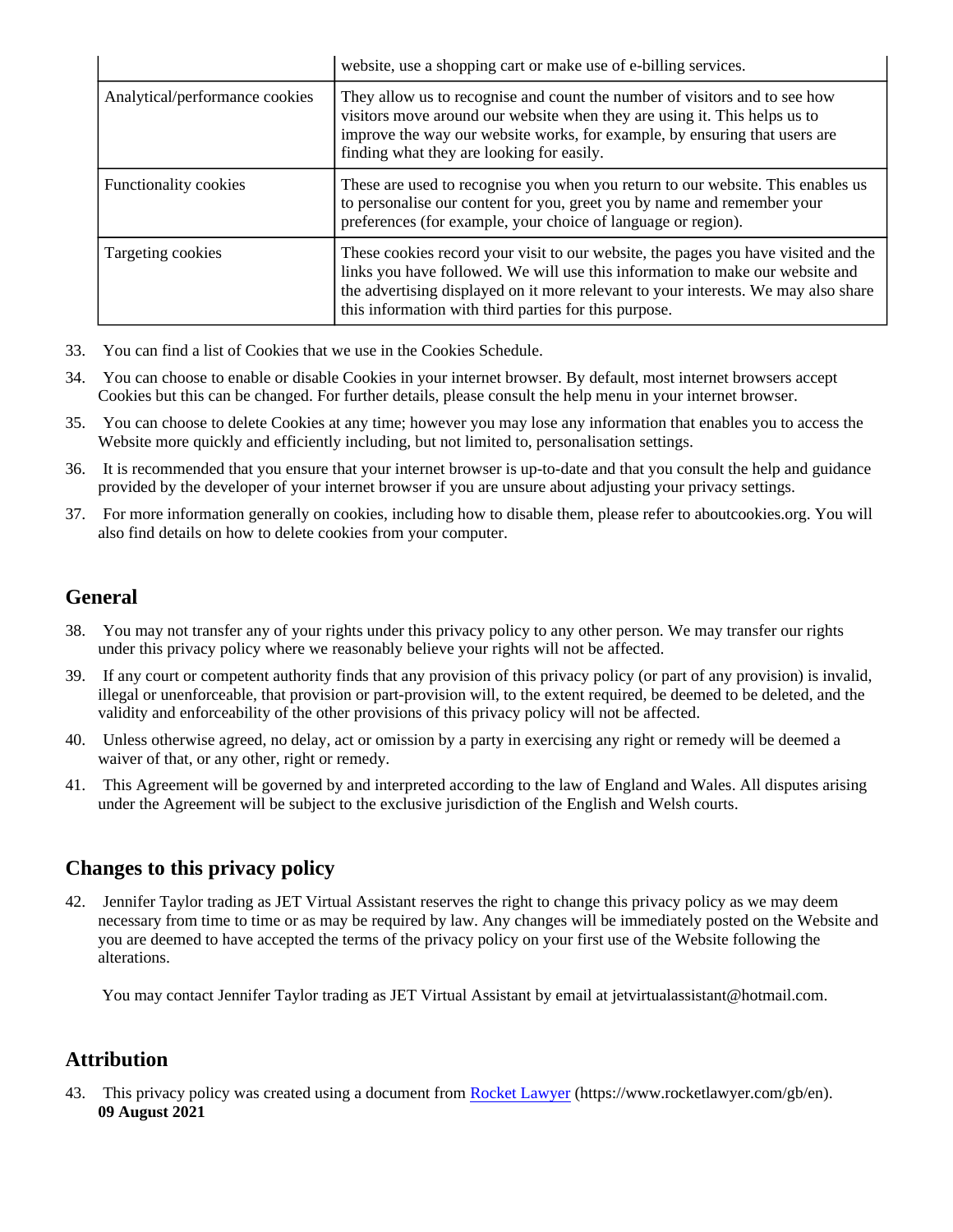| | |
|---|---|
| | website, use a shopping cart or make use of e-billing services. |
| Analytical/performance cookies | They allow us to recognise and count the number of visitors and to see how visitors move around our website when they are using it. This helps us to improve the way our website works, for example, by ensuring that users are finding what they are looking for easily. |
| Functionality cookies | These are used to recognise you when you return to our website. This enables us to personalise our content for you, greet you by name and remember your preferences (for example, your choice of language or region). |
| Targeting cookies | These cookies record your visit to our website, the pages you have visited and the links you have followed. We will use this information to make our website and the advertising displayed on it more relevant to your interests. We may also share this information with third parties for this purpose. |

33. You can find a list of Cookies that we use in the Cookies Schedule.
34. You can choose to enable or disable Cookies in your internet browser. By default, most internet browsers accept Cookies but this can be changed. For further details, please consult the help menu in your internet browser.
35. You can choose to delete Cookies at any time; however you may lose any information that enables you to access the Website more quickly and efficiently including, but not limited to, personalisation settings.
36. It is recommended that you ensure that your internet browser is up-to-date and that you consult the help and guidance provided by the developer of your internet browser if you are unsure about adjusting your privacy settings.
37. For more information generally on cookies, including how to disable them, please refer to aboutcookies.org. You will also find details on how to delete cookies from your computer.

## General

38. You may not transfer any of your rights under this privacy policy to any other person. We may transfer our rights under this privacy policy where we reasonably believe your rights will not be affected.
39. If any court or competent authority finds that any provision of this privacy policy (or part of any provision) is invalid, illegal or unenforceable, that provision or part-provision will, to the extent required, be deemed to be deleted, and the validity and enforceability of the other provisions of this privacy policy will not be affected.
40. Unless otherwise agreed, no delay, act or omission by a party in exercising any right or remedy will be deemed a waiver of that, or any other, right or remedy.
41. This Agreement will be governed by and interpreted according to the law of England and Wales. All disputes arising under the Agreement will be subject to the exclusive jurisdiction of the English and Welsh courts.

## Changes to this privacy policy

42. Jennifer Taylor trading as JET Virtual Assistant reserves the right to change this privacy policy as we may deem necessary from time to time or as may be required by law. Any changes will be immediately posted on the Website and you are deemed to have accepted the terms of the privacy policy on your first use of the Website following the alterations.

    You may contact Jennifer Taylor trading as JET Virtual Assistant by email at jetvirtualassistant@hotmail.com.

## Attribution

43. This privacy policy was created using a document from Rocket Lawyer (https://www.rocketlawyer.com/gb/en).
    **09 August 2021**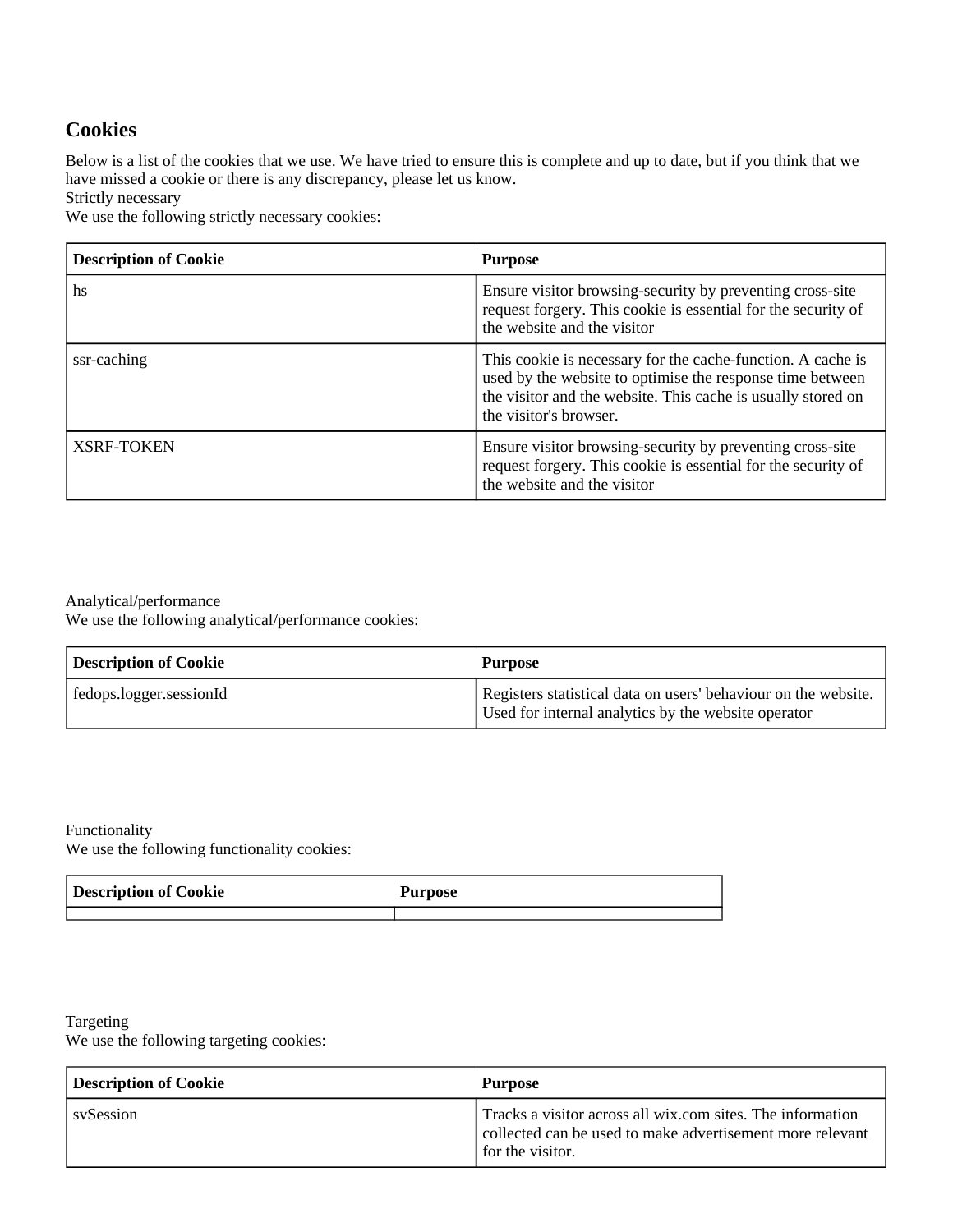## Cookies

Below is a list of the cookies that we use. We have tried to ensure this is complete and up to date, but if you think that we have missed a cookie or there is any discrepancy, please let us know.
Strictly necessary
We use the following strictly necessary cookies:

| **Description of Cookie** | **Purpose** |
| --- | --- |
| hs | Ensure visitor browsing-security by preventing cross-site request forgery. This cookie is essential for the security of the website and the visitor |
| ssr-caching | This cookie is necessary for the cache-function. A cache is used by the website to optimise the response time between the visitor and the website. This cache is usually stored on the visitor's browser. |
| XSRF-TOKEN | Ensure visitor browsing-security by preventing cross-site request forgery. This cookie is essential for the security of the website and the visitor |

Analytical/performance
We use the following analytical/performance cookies:

| **Description of Cookie** | **Purpose** |
| --- | --- |
| fedops.logger.sessionId | Registers statistical data on users' behaviour on the website. Used for internal analytics by the website operator |

Functionality
We use the following functionality cookies:

| **Description of Cookie** | **Purpose** |
| --- | --- |
| | |

Targeting
We use the following targeting cookies:

| **Description of Cookie** | **Purpose** |
| --- | --- |
| svSession | Tracks a visitor across all wix.com sites. The information collected can be used to make advertisement more relevant for the visitor. |